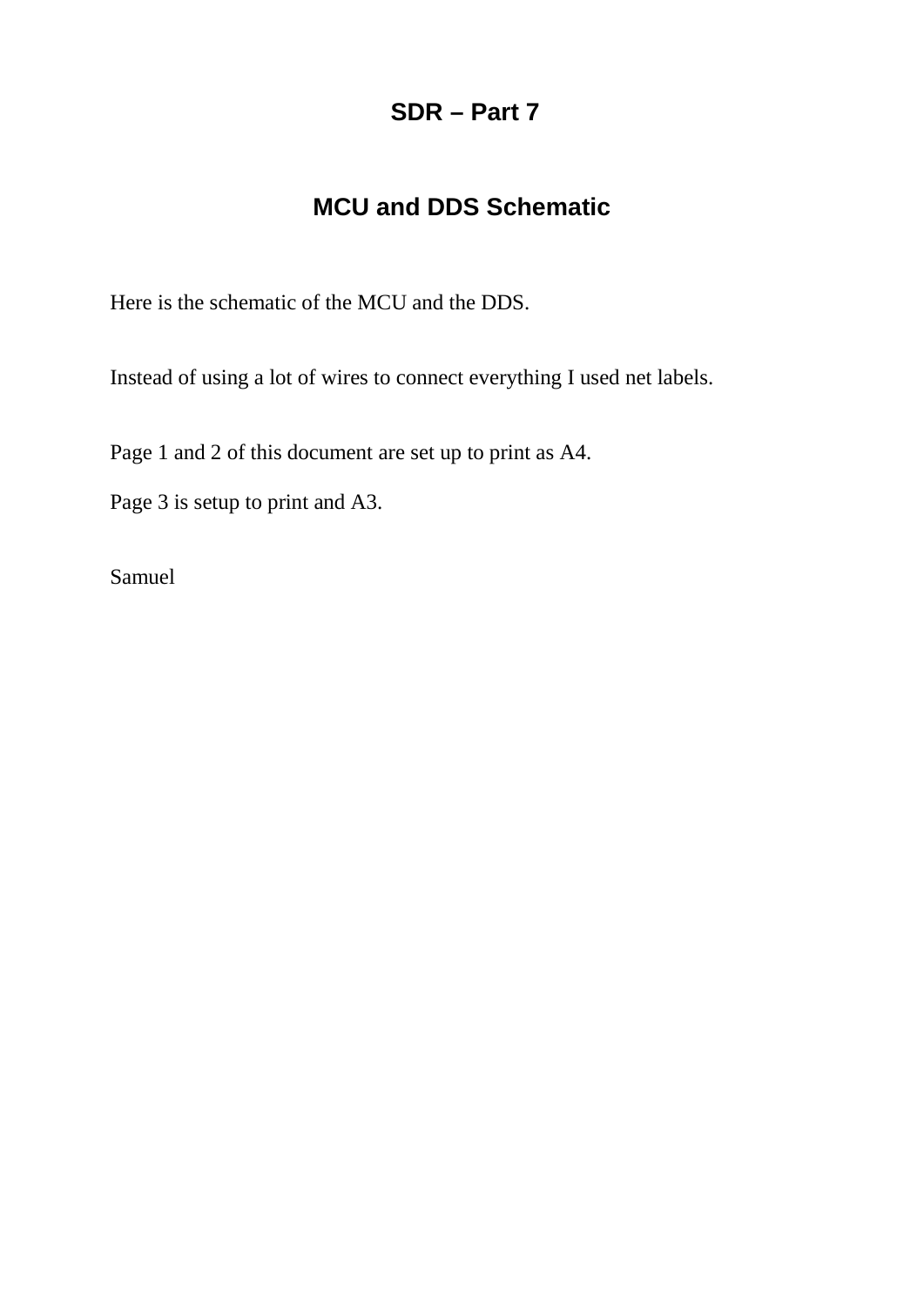# SDR – Part 7

## MCU and DDS Schematic

Here is the schematic of the MCU and the DDS.

Instead of using a lot of wires to connect everything I used net labels.

Page 1 and 2 of this document are set up to print as A4.

Page 3 is setup to print and A3.

Samuel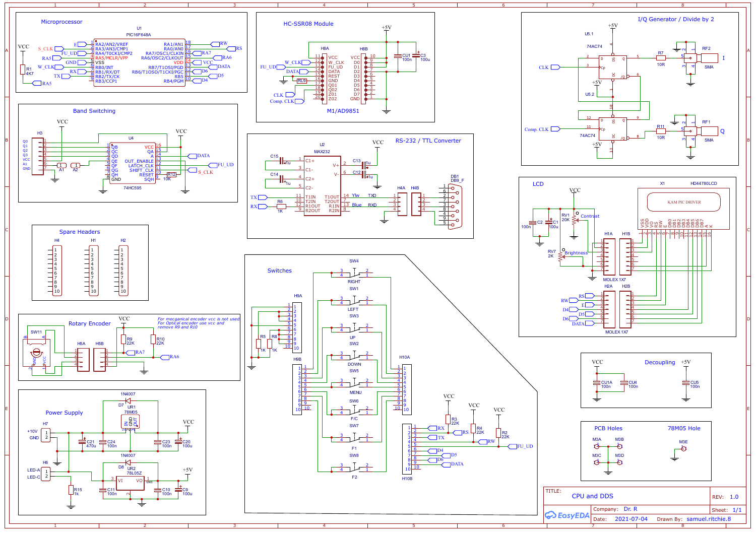## Microprocessor

U1 PIC16F648A

| Pin | Name | Net |
|---|---|---|
| 1 | RA2/AN2/VREF | E |
| 2 | RA3/AN3/CMP1 | S_CLK |
| 3 | RA4/T0CKI/CMP2 | FU_UD |
| 4 | RA5/MCLR/VPP | RA5 |
| 5 | VSS | GND |
| 6 | RB0/INT | W_CLK |
| 7 | RB1/RX/DT | RX |
| 8 | RB2/TX/CK | TX |
| 9 | RB3/CCP1 | |
| 18 | RA1/AN1 | RW |
| 17 | RA0/AN0 | RS |
| 16 | RA7/OSC1/CLKIN | RA7 |
| 15 | RA6/OSC2/CLKOUT | RA6 |
| 14 | VDD | VCC |
| 13 | RB7/T1OSI/PGD | DATA |
| 12 | RB6/T1OSO/T1CKI/PGC | D6 |
| 11 | RB5 | D5 |
| 10 | RB4/PGM | D4 |

VCC, R1 4K7, RA5

## HC-SSR08 Module

M1/AD9851

H8A: 11 VCC, 12 W_CLK, 13 FU_UD, 14 DATA, 15 REST, 16 GND, 17 Q01, 18 Q02, 19 Z01, 20 Z02

H8B: 10 VCC, 9 D0, 8 D1, 7 D2, 6 D3, 5 D4, 4 D5, 3 D6, 2 D7, 1 GND

+5V, CU1 100n, C3 100u, W_CLK, FU_UD, DATA, RL9, CLK, Comp. CLK

## I/Q Generator / Divide by 2

U5.1 74AC74, U5.2 74AC74, +5V, CLK, Comp. CLK, R7 10R, R11 10R, RF2 SMA (I), RF1 SMA (Q)

## Band Switching

H3: Q0, Q1, Q2, Q3, VCC, A1, GND

U4 74HC595: QB, QC, QD, QE, QF, QG, QH, GND, VCC, QA, A, OUT_ENABLE, LATCH_CLK, SHIFT_CLK, RESET, SQH

VCC, A1, A2, R12 10K, DATA, FU_UD, S_CLK

## RS-232 / TTL Converter

U2 MAX232: C1+, C1-, C2+, C2-, T1IN, T2IN, R1OUT, R2OUT, V+, V-, T1OUT, T2OUT, R1IN, R2IN

C15 1u, C14 1u, C13 1u, C12 1u, VCC, TX, RX, R6 1K, TXD (Ylw), RXD (Blue), H4A, H4B, DB1 DB9_F

## Spare Headers

H4, H1, H2 (1–10)

## LCD

X1 HD44780LCD — KAM PIC DRIVER

VSS, VDD, VO, RS, RW, E, DB0, DB1, DB2, DB3, DB4, DB5, DB6, DB7, A, K

VCC, C2 100n, C1 100u, RV1 20K Contrast, RV7 2K Brightness, H1A, H1B MOLEX 1X7, H2A, H2B MOLEX 1X7, RS, RW, E, D4, D5, D6, DATA

## Rotary Encoder

*For mecganical encoder vcc is not used. For Optical encoder use vcc and remove R9 and R10*

SW11, H5A, H5B, VCC, R9 22K, R10 22K, RA7, RA6

## Switches

H9A, H9B, H10A, H10B, R5 1K, R8 1K

SW4 RIGHT, SW1 LEFT, SW3 UP, SW2 DOWN, SW5 MENU, SW6 F/C, SW7 F1, SW8 F2

VCC, R3 22K, R4 22K, R2 22K, RX, RS, TX, RW, FU_UD, D4, D5, D6, DATA

## Power Supply

H7 +10V GND, D7 1N4007, UR1 78M05, C21 470u, C24 100n, C23 100n, C20 100u, VCC

H6 LED-A LED-C, R15 1k, D8 1N4007, UR2 78L05Z, C11 100n, C10 100n, C9 100u, +5V

## Decoupling

VCC: CU1A 100n, CU4 100n; +5V: CU5 100n

## PCB Holes

M3A, M3B, M3C, M3D

## 78M05 Hole

M3E

TITLE: CPU and DDS — REV: 1.0

Company: Dr. R — Sheet: 1/1

Date: 2021-07-04 — Drawn By: samuel.ritchie.8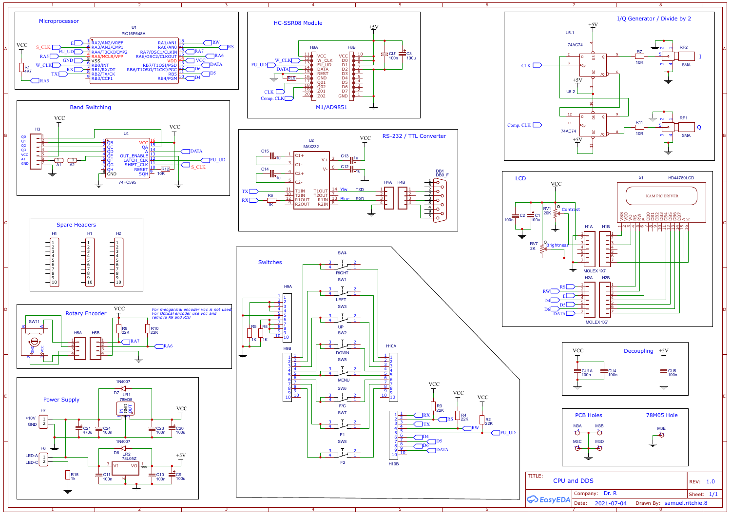## Microprocessor

U1 PIC16F648A

| Pin | Signal | Pin | Signal |
| --- | --- | --- | --- |
| 1 | RA2/AN2/VREF | 18 | RA1/AN1 |
| 2 | RA3/AN3/CMP1 | 17 | RA0/AN0 |
| 3 | RA4/T0CKI/CMP2 | 16 | RA7/OSC1/CLKIN |
| 4 | RA5/MCLR/VPP | 15 | RA6/OSC2/CLKOUT |
| 5 | VSS | 14 | VDD |
| 6 | RB0/INT | 13 | RB7/T1OSI/PGD |
| 7 | RB1/RX/DT | 12 | RB6/T1OSO/T1CKI/PGC |
| 8 | RB2/TX/CK | 11 | RB5 |
| 9 | RB3/CCP1 | 10 | RB4/PGM |

Nets: E, S_CLK, FU_UD, RA5, GND, W_CLK, RX, TX, RW, RS, RA7, RA6, VCC, DATA, D6, D5, D4. R1 4K7, VCC, RA5.

## HC-SSR08 Module

M1/AD9851

H8A: VCC, W_CLK, FU_UD, DATA, REST, GND, Q01, Q02, Z01, Z02 (pins 11–20)

H8B: VCC, D0, D1, D2, D3, D4, D5, D6, D7, GND (pins 10–1)

+5V, CU1 100n, C3 100u, RL9, W_CLK, FU_UD, DATA, CLK, Comp. CLK

## I/Q Generator / Divide by 2

U5.1 74AC74, U5.2 74AC74, +5V, CLK, Comp. CLK, R7 10R, R11 10R, RF2 SMA (I), RF1 SMA (Q)

## Band Switching

H3: Q0, Q1, Q2, Q3, VCC, A1, GND

U4 74HC595: QB, QC, QD, QE, QF, QG, QH, GND, VCC, QA, A, OUT_ENABLE, LATCH_CLK, SHIFT_CLK, RESET, SQH

A1, A2, VCC, DATA, FU_UD, S_CLK, R12 10K

## RS-232 / TTL Converter

U2 MAX232: C1+, C1-, C2+, C2-, V+, V-, T1IN, T2IN, R1OUT, R2OUT, T1OUT, T2OUT, R1IN, R2IN

C15 1u, C14 1u, C13 1u, C12 1u, VCC, TX, RX, R6 1K, Ylw, Blue, TXD, RXD, H4A, H4B, DB1 DB9_F

## Spare Headers

H4, H1, H2 (pins 1–10)

## LCD

X1 HD44780LCD — KAM PIC DRIVER

VSS, VDD, VO, RS, RW, E, DB0, DB1, DB2, DB3, DB4, DB5, DB6, DB7, A, K

VCC, C2 100n, C1 100u, RV1 20K Contrast, RV7 2K Brightness, H1A, H1B MOLEX 1X7, H2A, H2B MOLEX 1X7, RS, RW, E, D4, D5, D6, DATA

## Switches

SW4 RIGHT, SW1 LEFT, SW3 UP, SW2 DOWN, SW5 MENU, SW6 F/C, SW7 F1, SW8 F2

H9A, H9B, H10A, H10B, R5 1K, R8 1K, R3 22K, R4 22K, R2 22K, VCC, RX, RS, TX, RW, FU_UD, D4, D5, D6, DATA

## Rotary Encoder

*For mecganical encoder vcc is not used*
*For Optical encoder use vcc and remove R9 and R10*

SW11, H5A, H5B, VCC, R9 22K, R10 22K, RA7, RA6

## Power Supply

H7: +10V, GND; H6: LED-A, LED-C

D7 1N4007, UR1 78M05, D8 1N4007, UR2 78L05Z

C21 470u, C24 100n, C23 100n, C20 100u, C11 100n, C10 100n, C9 100u, R15 1k, VCC, +5V

## Decoupling

VCC: CU1A 100n, CU4 100n; +5V: CU6 100n

## PCB Holes

M3A, M3B, M3C, M3D

## 78M05 Hole

M3E

TITLE: CPU and DDS — REV: 1.0

Company: Dr. R — Sheet: 1/1

Date: 2021-07-04 — Drawn By: samuel.ritchie.8

EasyEDA